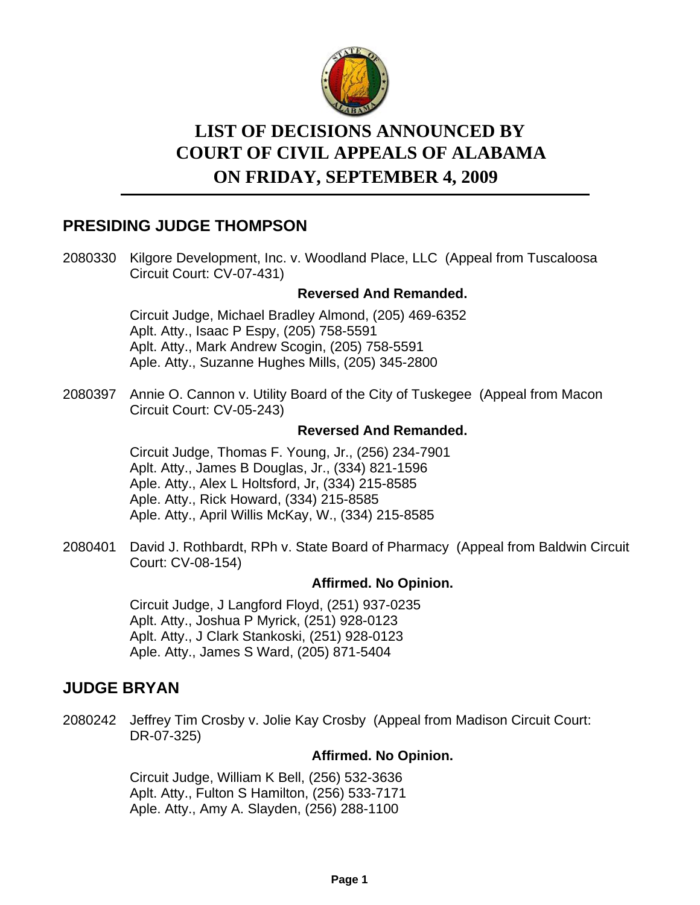# LIST OF DECISIONS ANNOUNCED BY COURT OF CIVIL APPEALS OF ALABAMA ON FRIDAY, SEPTEMBER 4, 2009

## PRESIDING JUDGE THOMPSON

2080330 Kilgore Development, Inc. v. Woodland Place, LLC (Appeal from Tuscaloosa Circuit Court: CV-07-431)

**Reversed And Remanded.**

Circuit Judge, Michael Bradley Almond, (205) 469-6352
Aplt. Atty., Isaac P Espy, (205) 758-5591
Aplt. Atty., Mark Andrew Scogin, (205) 758-5591
Aple. Atty., Suzanne Hughes Mills, (205) 345-2800

2080397 Annie O. Cannon v. Utility Board of the City of Tuskegee (Appeal from Macon Circuit Court: CV-05-243)

**Reversed And Remanded.**

Circuit Judge, Thomas F. Young, Jr., (256) 234-7901
Aplt. Atty., James B Douglas, Jr., (334) 821-1596
Aple. Atty., Alex L Holtsford, Jr, (334) 215-8585
Aple. Atty., Rick Howard, (334) 215-8585
Aple. Atty., April Willis McKay, W., (334) 215-8585

2080401 David J. Rothbardt, RPh v. State Board of Pharmacy (Appeal from Baldwin Circuit Court: CV-08-154)

**Affirmed. No Opinion.**

Circuit Judge, J Langford Floyd, (251) 937-0235
Aplt. Atty., Joshua P Myrick, (251) 928-0123
Aplt. Atty., J Clark Stankoski, (251) 928-0123
Aple. Atty., James S Ward, (205) 871-5404

## JUDGE BRYAN

2080242 Jeffrey Tim Crosby v. Jolie Kay Crosby (Appeal from Madison Circuit Court: DR-07-325)

**Affirmed. No Opinion.**

Circuit Judge, William K Bell, (256) 532-3636
Aplt. Atty., Fulton S Hamilton, (256) 533-7171
Aple. Atty., Amy A. Slayden, (256) 288-1100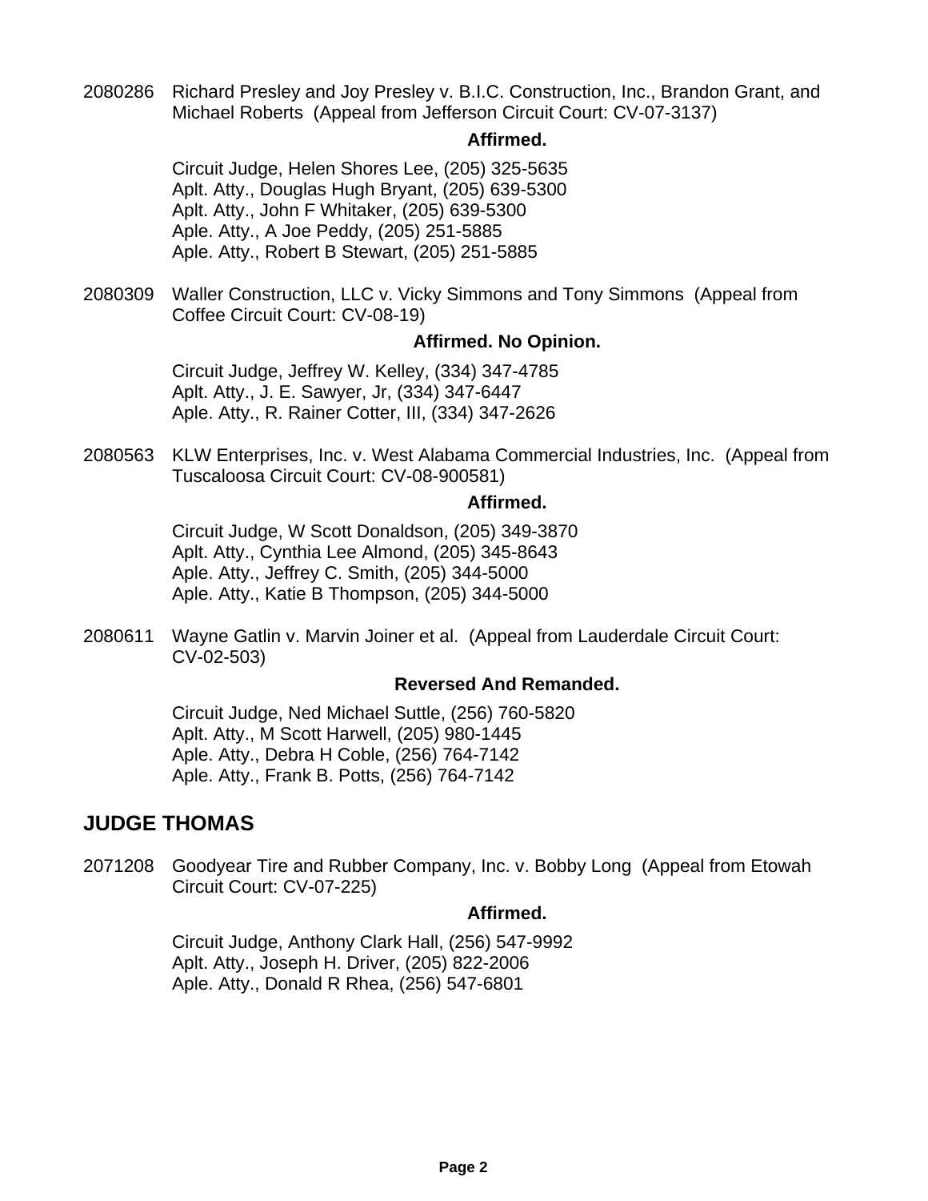2080286 Richard Presley and Joy Presley v. B.I.C. Construction, Inc., Brandon Grant, and Michael Roberts (Appeal from Jefferson Circuit Court: CV-07-3137)

**Affirmed.**

Circuit Judge, Helen Shores Lee, (205) 325-5635
Aplt. Atty., Douglas Hugh Bryant, (205) 639-5300
Aplt. Atty., John F Whitaker, (205) 639-5300
Aple. Atty., A Joe Peddy, (205) 251-5885
Aple. Atty., Robert B Stewart, (205) 251-5885

2080309 Waller Construction, LLC v. Vicky Simmons and Tony Simmons (Appeal from Coffee Circuit Court: CV-08-19)

**Affirmed. No Opinion.**

Circuit Judge, Jeffrey W. Kelley, (334) 347-4785
Aplt. Atty., J. E. Sawyer, Jr, (334) 347-6447
Aple. Atty., R. Rainer Cotter, III, (334) 347-2626

2080563 KLW Enterprises, Inc. v. West Alabama Commercial Industries, Inc. (Appeal from Tuscaloosa Circuit Court: CV-08-900581)

**Affirmed.**

Circuit Judge, W Scott Donaldson, (205) 349-3870
Aplt. Atty., Cynthia Lee Almond, (205) 345-8643
Aple. Atty., Jeffrey C. Smith, (205) 344-5000
Aple. Atty., Katie B Thompson, (205) 344-5000

2080611 Wayne Gatlin v. Marvin Joiner et al. (Appeal from Lauderdale Circuit Court: CV-02-503)

**Reversed And Remanded.**

Circuit Judge, Ned Michael Suttle, (256) 760-5820
Aplt. Atty., M Scott Harwell, (205) 980-1445
Aple. Atty., Debra H Coble, (256) 764-7142
Aple. Atty., Frank B. Potts, (256) 764-7142

## JUDGE THOMAS

2071208 Goodyear Tire and Rubber Company, Inc. v. Bobby Long (Appeal from Etowah Circuit Court: CV-07-225)

**Affirmed.**

Circuit Judge, Anthony Clark Hall, (256) 547-9992
Aplt. Atty., Joseph H. Driver, (205) 822-2006
Aple. Atty., Donald R Rhea, (256) 547-6801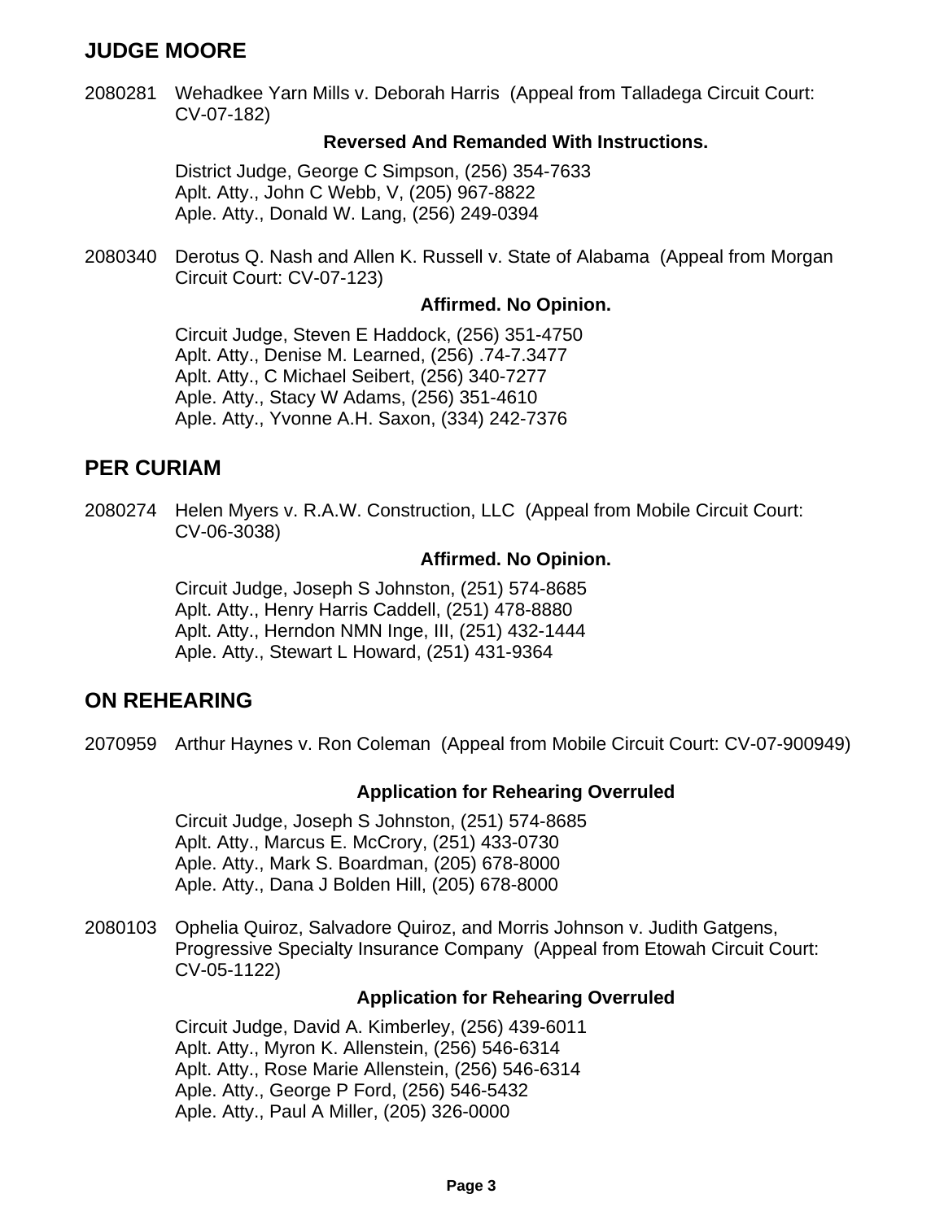## JUDGE MOORE

2080281 Wehadkee Yarn Mills v. Deborah Harris (Appeal from Talladega Circuit Court: CV-07-182)

**Reversed And Remanded With Instructions.**

District Judge, George C Simpson, (256) 354-7633
Aplt. Atty., John C Webb, V, (205) 967-8822
Aple. Atty., Donald W. Lang, (256) 249-0394

2080340 Derotus Q. Nash and Allen K. Russell v. State of Alabama (Appeal from Morgan Circuit Court: CV-07-123)

**Affirmed. No Opinion.**

Circuit Judge, Steven E Haddock, (256) 351-4750
Aplt. Atty., Denise M. Learned, (256) .74-7.3477
Aplt. Atty., C Michael Seibert, (256) 340-7277
Aple. Atty., Stacy W Adams, (256) 351-4610
Aple. Atty., Yvonne A.H. Saxon, (334) 242-7376

## PER CURIAM

2080274 Helen Myers v. R.A.W. Construction, LLC (Appeal from Mobile Circuit Court: CV-06-3038)

**Affirmed. No Opinion.**

Circuit Judge, Joseph S Johnston, (251) 574-8685
Aplt. Atty., Henry Harris Caddell, (251) 478-8880
Aplt. Atty., Herndon NMN Inge, III, (251) 432-1444
Aple. Atty., Stewart L Howard, (251) 431-9364

## ON REHEARING

2070959 Arthur Haynes v. Ron Coleman (Appeal from Mobile Circuit Court: CV-07-900949)

**Application for Rehearing Overruled**

Circuit Judge, Joseph S Johnston, (251) 574-8685
Aplt. Atty., Marcus E. McCrory, (251) 433-0730
Aple. Atty., Mark S. Boardman, (205) 678-8000
Aple. Atty., Dana J Bolden Hill, (205) 678-8000

2080103 Ophelia Quiroz, Salvadore Quiroz, and Morris Johnson v. Judith Gatgens, Progressive Specialty Insurance Company (Appeal from Etowah Circuit Court: CV-05-1122)

**Application for Rehearing Overruled**

Circuit Judge, David A. Kimberley, (256) 439-6011
Aplt. Atty., Myron K. Allenstein, (256) 546-6314
Aplt. Atty., Rose Marie Allenstein, (256) 546-6314
Aple. Atty., George P Ford, (256) 546-5432
Aple. Atty., Paul A Miller, (205) 326-0000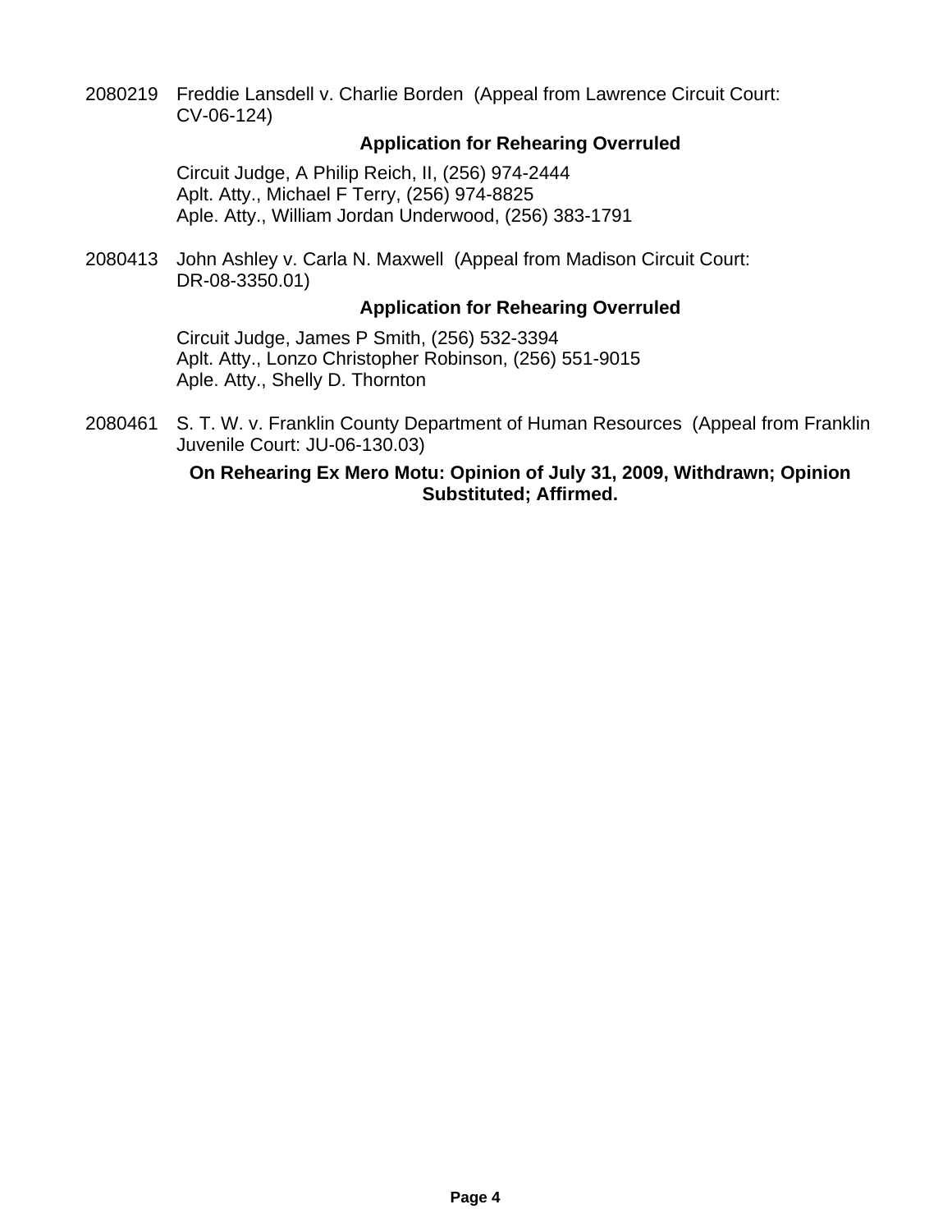2080219 Freddie Lansdell v. Charlie Borden (Appeal from Lawrence Circuit Court: CV-06-124)

**Application for Rehearing Overruled**

Circuit Judge, A Philip Reich, II, (256) 974-2444
Aplt. Atty., Michael F Terry, (256) 974-8825
Aple. Atty., William Jordan Underwood, (256) 383-1791

2080413 John Ashley v. Carla N. Maxwell (Appeal from Madison Circuit Court: DR-08-3350.01)

**Application for Rehearing Overruled**

Circuit Judge, James P Smith, (256) 532-3394
Aplt. Atty., Lonzo Christopher Robinson, (256) 551-9015
Aple. Atty., Shelly D. Thornton

2080461 S. T. W. v. Franklin County Department of Human Resources (Appeal from Franklin Juvenile Court: JU-06-130.03)

**On Rehearing Ex Mero Motu: Opinion of July 31, 2009, Withdrawn; Opinion Substituted; Affirmed.**